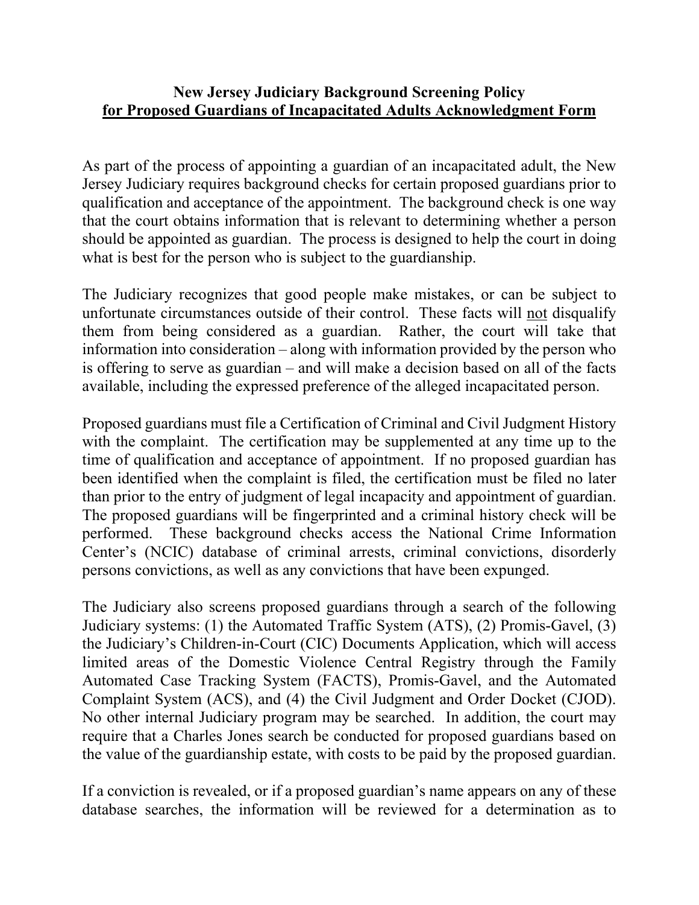# New Jersey Judiciary Background Screening Policy
## for Proposed Guardians of Incapacitated Adults Acknowledgment Form

As part of the process of appointing a guardian of an incapacitated adult, the New Jersey Judiciary requires background checks for certain proposed guardians prior to qualification and acceptance of the appointment. The background check is one way that the court obtains information that is relevant to determining whether a person should be appointed as guardian. The process is designed to help the court in doing what is best for the person who is subject to the guardianship.

The Judiciary recognizes that good people make mistakes, or can be subject to unfortunate circumstances outside of their control. These facts will not disqualify them from being considered as a guardian. Rather, the court will take that information into consideration – along with information provided by the person who is offering to serve as guardian – and will make a decision based on all of the facts available, including the expressed preference of the alleged incapacitated person.

Proposed guardians must file a Certification of Criminal and Civil Judgment History with the complaint. The certification may be supplemented at any time up to the time of qualification and acceptance of appointment. If no proposed guardian has been identified when the complaint is filed, the certification must be filed no later than prior to the entry of judgment of legal incapacity and appointment of guardian. The proposed guardians will be fingerprinted and a criminal history check will be performed. These background checks access the National Crime Information Center's (NCIC) database of criminal arrests, criminal convictions, disorderly persons convictions, as well as any convictions that have been expunged.

The Judiciary also screens proposed guardians through a search of the following Judiciary systems: (1) the Automated Traffic System (ATS), (2) Promis-Gavel, (3) the Judiciary's Children-in-Court (CIC) Documents Application, which will access limited areas of the Domestic Violence Central Registry through the Family Automated Case Tracking System (FACTS), Promis-Gavel, and the Automated Complaint System (ACS), and (4) the Civil Judgment and Order Docket (CJOD). No other internal Judiciary program may be searched. In addition, the court may require that a Charles Jones search be conducted for proposed guardians based on the value of the guardianship estate, with costs to be paid by the proposed guardian.

If a conviction is revealed, or if a proposed guardian's name appears on any of these database searches, the information will be reviewed for a determination as to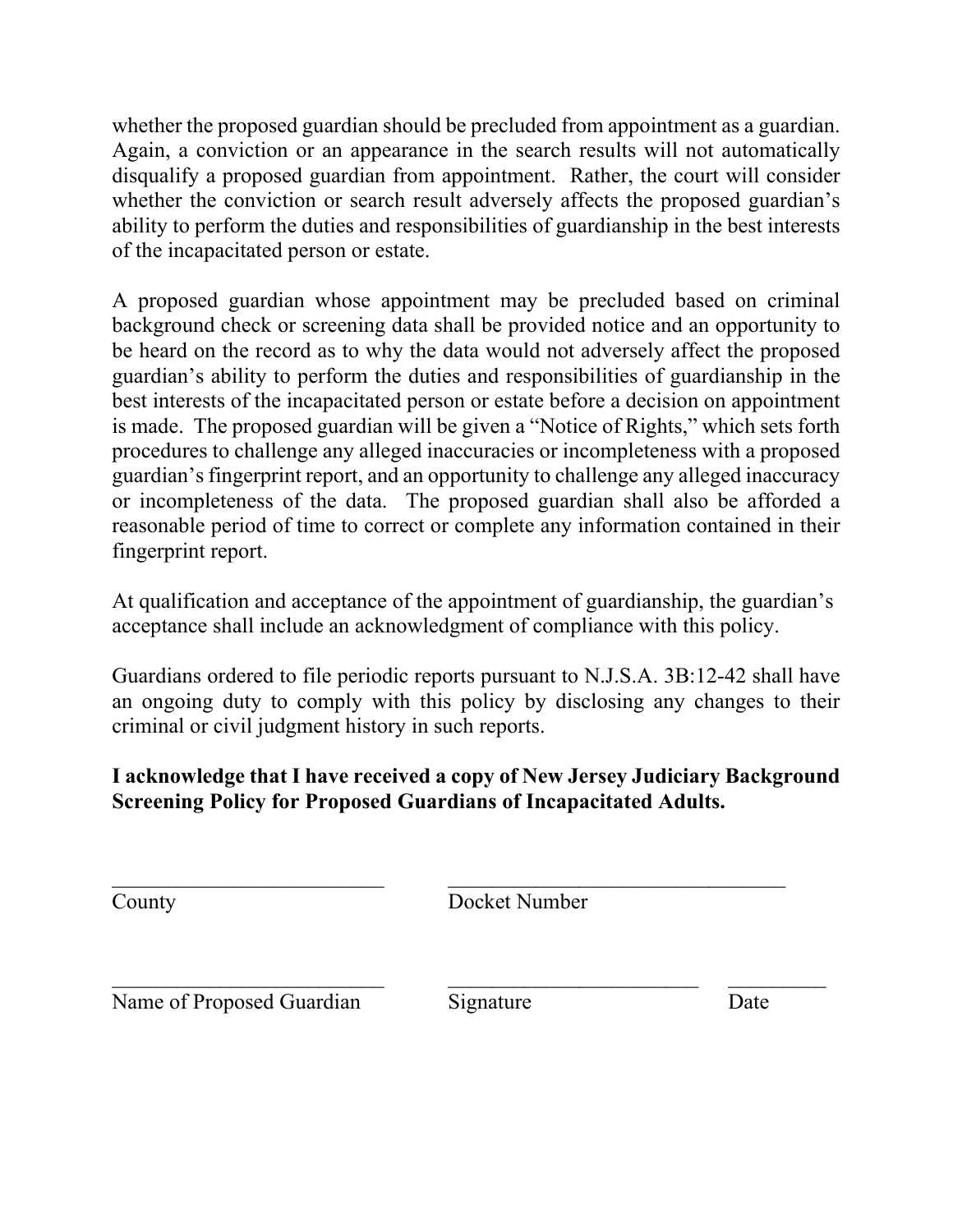whether the proposed guardian should be precluded from appointment as a guardian. Again, a conviction or an appearance in the search results will not automatically disqualify a proposed guardian from appointment. Rather, the court will consider whether the conviction or search result adversely affects the proposed guardian's ability to perform the duties and responsibilities of guardianship in the best interests of the incapacitated person or estate.

A proposed guardian whose appointment may be precluded based on criminal background check or screening data shall be provided notice and an opportunity to be heard on the record as to why the data would not adversely affect the proposed guardian's ability to perform the duties and responsibilities of guardianship in the best interests of the incapacitated person or estate before a decision on appointment is made. The proposed guardian will be given a "Notice of Rights," which sets forth procedures to challenge any alleged inaccuracies or incompleteness with a proposed guardian's fingerprint report, and an opportunity to challenge any alleged inaccuracy or incompleteness of the data. The proposed guardian shall also be afforded a reasonable period of time to correct or complete any information contained in their fingerprint report.

At qualification and acceptance of the appointment of guardianship, the guardian's acceptance shall include an acknowledgment of compliance with this policy.

Guardians ordered to file periodic reports pursuant to N.J.S.A. 3B:12-42 shall have an ongoing duty to comply with this policy by disclosing any changes to their criminal or civil judgment history in such reports.

**I acknowledge that I have received a copy of New Jersey Judiciary Background Screening Policy for Proposed Guardians of Incapacitated Adults.**

___________________________ ___________________________________
County Docket Number

___________________________ _________________________ __________
Name of Proposed Guardian Signature Date